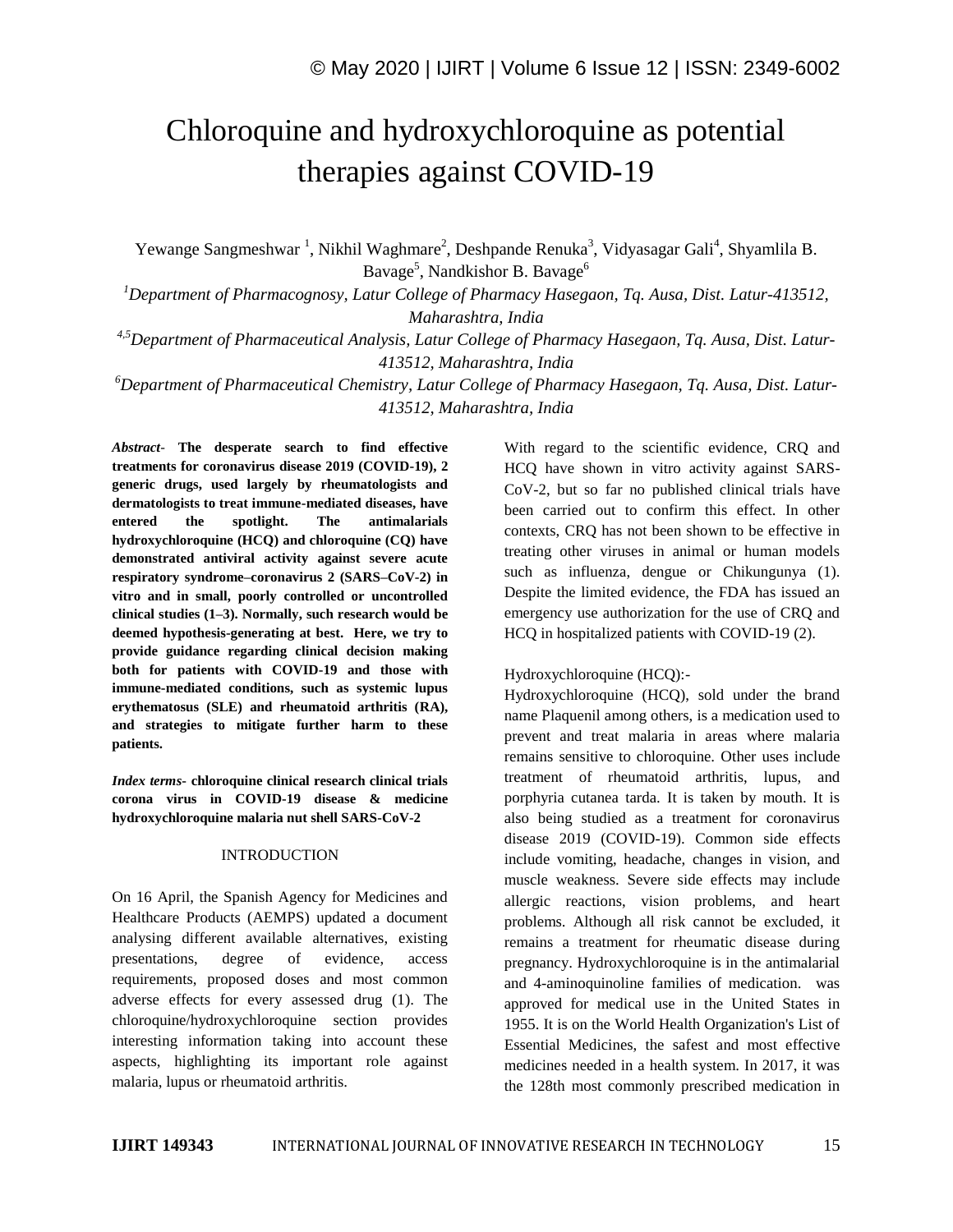# Chloroquine and hydroxychloroquine as potential therapies against COVID-19

Yewange Sangmeshwar [1], Nikhil Waghmare[2], Deshpande Renuka[3], Vidyasagar Gali[4], Shyamlila B. Bavage[5], Nandkishor B. Bavage[6]

[1]*Department of Pharmacognosy, Latur College of Pharmacy Hasegaon, Tq. Ausa, Dist. Latur-413512, Maharashtra, India*

[4,5]*Department of Pharmaceutical Analysis, Latur College of Pharmacy Hasegaon, Tq. Ausa, Dist. Latur-413512, Maharashtra, India*

[6]*Department of Pharmaceutical Chemistry, Latur College of Pharmacy Hasegaon, Tq. Ausa, Dist. Latur-413512, Maharashtra, India*

***Abstract-*** **The desperate search to find effective treatments for coronavirus disease 2019 (COVID-19), 2 generic drugs, used largely by rheumatologists and dermatologists to treat immune-mediated diseases, have entered the spotlight. The antimalarials hydroxychloroquine (HCQ) and chloroquine (CQ) have demonstrated antiviral activity against severe acute respiratory syndrome–coronavirus 2 (SARS–CoV-2) in vitro and in small, poorly controlled or uncontrolled clinical studies (1–3). Normally, such research would be deemed hypothesis-generating at best. Here, we try to provide guidance regarding clinical decision making both for patients with COVID-19 and those with immune-mediated conditions, such as systemic lupus erythematosus (SLE) and rheumatoid arthritis (RA), and strategies to mitigate further harm to these patients.**

***Index terms-*** **chloroquine clinical research clinical trials corona virus in COVID-19 disease & medicine hydroxychloroquine malaria nut shell SARS-CoV-2**

## INTRODUCTION

On 16 April, the Spanish Agency for Medicines and Healthcare Products (AEMPS) updated a document analysing different available alternatives, existing presentations, degree of evidence, access requirements, proposed doses and most common adverse effects for every assessed drug (1). The chloroquine/hydroxychloroquine section provides interesting information taking into account these aspects, highlighting its important role against malaria, lupus or rheumatoid arthritis.

With regard to the scientific evidence, CRQ and HCQ have shown in vitro activity against SARS-CoV-2, but so far no published clinical trials have been carried out to confirm this effect. In other contexts, CRQ has not been shown to be effective in treating other viruses in animal or human models such as influenza, dengue or Chikungunya (1). Despite the limited evidence, the FDA has issued an emergency use authorization for the use of CRQ and HCQ in hospitalized patients with COVID-19 (2).

Hydroxychloroquine (HCQ):-

Hydroxychloroquine (HCQ), sold under the brand name Plaquenil among others, is a medication used to prevent and treat malaria in areas where malaria remains sensitive to chloroquine. Other uses include treatment of rheumatoid arthritis, lupus, and porphyria cutanea tarda. It is taken by mouth. It is also being studied as a treatment for coronavirus disease 2019 (COVID-19). Common side effects include vomiting, headache, changes in vision, and muscle weakness. Severe side effects may include allergic reactions, vision problems, and heart problems. Although all risk cannot be excluded, it remains a treatment for rheumatic disease during pregnancy. Hydroxychloroquine is in the antimalarial and 4-aminoquinoline families of medication. was approved for medical use in the United States in 1955. It is on the World Health Organization's List of Essential Medicines, the safest and most effective medicines needed in a health system. In 2017, it was the 128th most commonly prescribed medication in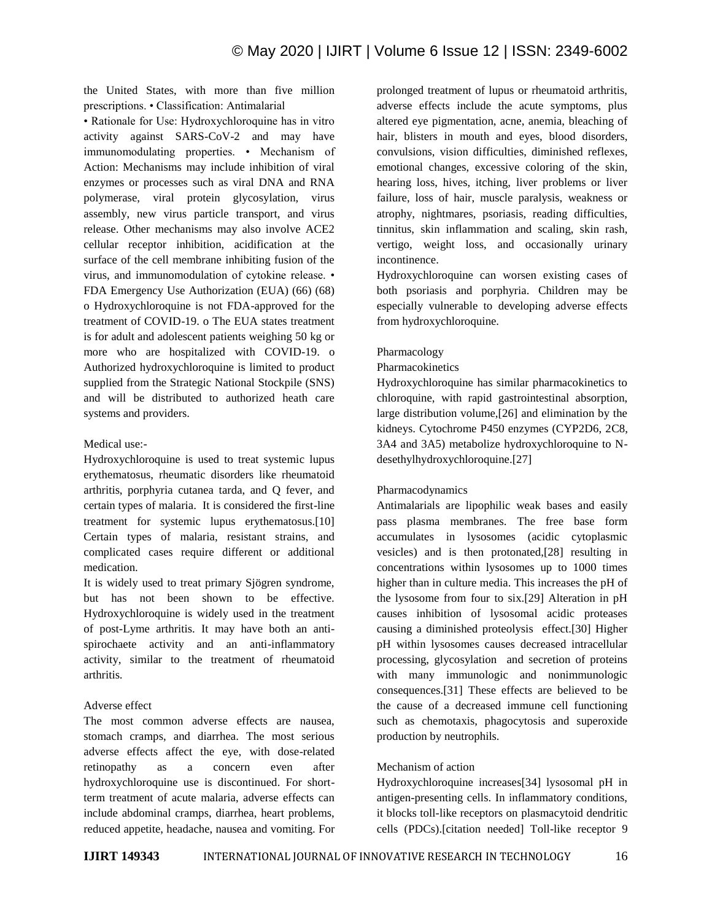the United States, with more than five million prescriptions. • Classification: Antimalarial

• Rationale for Use: Hydroxychloroquine has in vitro activity against SARS-CoV-2 and may have immunomodulating properties. • Mechanism of Action: Mechanisms may include inhibition of viral enzymes or processes such as viral DNA and RNA polymerase, viral protein glycosylation, virus assembly, new virus particle transport, and virus release. Other mechanisms may also involve ACE2 cellular receptor inhibition, acidification at the surface of the cell membrane inhibiting fusion of the virus, and immunomodulation of cytokine release. • FDA Emergency Use Authorization (EUA) (66) (68) o Hydroxychloroquine is not FDA-approved for the treatment of COVID-19. o The EUA states treatment is for adult and adolescent patients weighing 50 kg or more who are hospitalized with COVID-19. o Authorized hydroxychloroquine is limited to product supplied from the Strategic National Stockpile (SNS) and will be distributed to authorized heath care systems and providers.

## Medical use:-

Hydroxychloroquine is used to treat systemic lupus erythematosus, rheumatic disorders like rheumatoid arthritis, porphyria cutanea tarda, and Q fever, and certain types of malaria. It is considered the first-line treatment for systemic lupus erythematosus.[10] Certain types of malaria, resistant strains, and complicated cases require different or additional medication.

It is widely used to treat primary Sjögren syndrome, but has not been shown to be effective. Hydroxychloroquine is widely used in the treatment of post-Lyme arthritis. It may have both an anti-spirochaete activity and an anti-inflammatory activity, similar to the treatment of rheumatoid arthritis.

## Adverse effect

The most common adverse effects are nausea, stomach cramps, and diarrhea. The most serious adverse effects affect the eye, with dose-related retinopathy as a concern even after hydroxychloroquine use is discontinued. For short-term treatment of acute malaria, adverse effects can include abdominal cramps, diarrhea, heart problems, reduced appetite, headache, nausea and vomiting. For prolonged treatment of lupus or rheumatoid arthritis, adverse effects include the acute symptoms, plus altered eye pigmentation, acne, anemia, bleaching of hair, blisters in mouth and eyes, blood disorders, convulsions, vision difficulties, diminished reflexes, emotional changes, excessive coloring of the skin, hearing loss, hives, itching, liver problems or liver failure, loss of hair, muscle paralysis, weakness or atrophy, nightmares, psoriasis, reading difficulties, tinnitus, skin inflammation and scaling, skin rash, vertigo, weight loss, and occasionally urinary incontinence.

Hydroxychloroquine can worsen existing cases of both psoriasis and porphyria. Children may be especially vulnerable to developing adverse effects from hydroxychloroquine.

## Pharmacology

### Pharmacokinetics

Hydroxychloroquine has similar pharmacokinetics to chloroquine, with rapid gastrointestinal absorption, large distribution volume,[26] and elimination by the kidneys. Cytochrome P450 enzymes (CYP2D6, 2C8, 3A4 and 3A5) metabolize hydroxychloroquine to N-desethylhydroxychloroquine.[27]

### Pharmacodynamics

Antimalarials are lipophilic weak bases and easily pass plasma membranes. The free base form accumulates in lysosomes (acidic cytoplasmic vesicles) and is then protonated,[28] resulting in concentrations within lysosomes up to 1000 times higher than in culture media. This increases the pH of the lysosome from four to six.[29] Alteration in pH causes inhibition of lysosomal acidic proteases causing a diminished proteolysis effect.[30] Higher pH within lysosomes causes decreased intracellular processing, glycosylation and secretion of proteins with many immunologic and nonimmunologic consequences.[31] These effects are believed to be the cause of a decreased immune cell functioning such as chemotaxis, phagocytosis and superoxide production by neutrophils.

## Mechanism of action

Hydroxychloroquine increases[34] lysosomal pH in antigen-presenting cells. In inflammatory conditions, it blocks toll-like receptors on plasmacytoid dendritic cells (PDCs).[citation needed] Toll-like receptor 9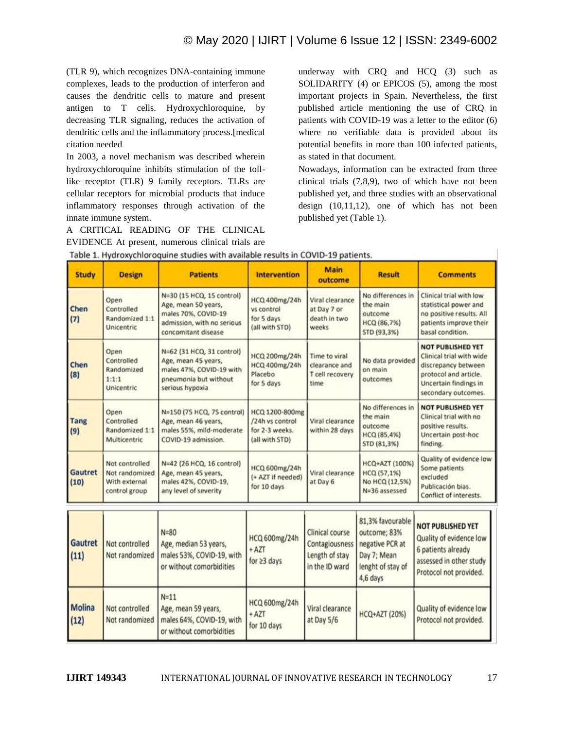(TLR 9), which recognizes DNA-containing immune complexes, leads to the production of interferon and causes the dendritic cells to mature and present antigen to T cells. Hydroxychloroquine, by decreasing TLR signaling, reduces the activation of dendritic cells and the inflammatory process.[medical citation needed

In 2003, a novel mechanism was described wherein hydroxychloroquine inhibits stimulation of the toll-like receptor (TLR) 9 family receptors. TLRs are cellular receptors for microbial products that induce inflammatory responses through activation of the innate immune system.

A CRITICAL READING OF THE CLINICAL EVIDENCE At present, numerous clinical trials are underway with CRQ and HCQ (3) such as SOLIDARITY (4) or EPICOS (5), among the most important projects in Spain. Nevertheless, the first published article mentioning the use of CRQ in patients with COVID-19 was a letter to the editor (6) where no verifiable data is provided about its potential benefits in more than 100 infected patients, as stated in that document.

Nowadays, information can be extracted from three clinical trials (7,8,9), two of which have not been published yet, and three studies with an observational design (10,11,12), one of which has not been published yet (Table 1).

Table 1. Hydroxychloroquine studies with available results in COVID-19 patients.

| Study | Design | Patients | Intervention | Main outcome | Result | Comments |
|---|---|---|---|---|---|---|
| Chen (7) | Open Controlled Randomized 1:1 Unicentric | N=30 (15 HCQ, 15 control) Age, mean 50 years, males 70%, COVID-19 admission, with no serious concomitant disease | HCQ 400mg/24h vs control for 5 days (all with STD) | Viral clearance at Day 7 or death in two weeks | No differences in the main outcome HCQ (86,7%) STD (93,3%) | Clinical trial with low statistical power and no positive results. All patients improve their basal condition. |
| Chen (8) | Open Controlled Randomized 1:1:1 Unicentric | N=62 (31 HCQ, 31 control) Age, mean 45 years, males 47%, COVID-19 with pneumonia but without serious hypoxia | HCQ 200mg/24h HCQ 400mg/24h Placebo for 5 days | Time to viral clearance and T cell recovery time | No data provided on main outcomes | **NOT PUBLISHED YET** Clinical trial with wide discrepancy between protocol and article. Uncertain findings in secondary outcomes. |
| Tang (9) | Open Controlled Randomized 1:1 Multicentric | N=150 (75 HCQ, 75 control) Age, mean 46 years, males 55%, mild-moderate COVID-19 admission. | HCQ 1200-800mg /24h vs control for 2-3 weeks. (all with STD) | Viral clearance within 28 days | No differences in the main outcome HCQ (85,4%) STD (81,3%) | **NOT PUBLISHED YET** Clinical trial with no positive results. Uncertain post-hoc finding. |
| Gautret (10) | Not controlled Not randomized With external control group | N=42 (26 HCQ, 16 control) Age, mean 45 years, males 42%, COVID-19, any level of severity | HCQ 600mg/24h (+ AZT if needed) for 10 days | Viral clearance at Day 6 | HCQ+AZT (100%) HCQ (57,1%) No HCQ (12,5%) N=36 assessed | Quality of evidence low Some patients excluded Publicación bias. Conflict of interests. |
| Gautret (11) | Not controlled Not randomized | N=80 Age, median 53 years, males 53%, COVID-19, with or without comorbidities | HCQ 600mg/24h + AZT for ≥3 days | Clinical course Contagiousness Length of stay in the ID ward | 81,3% favourable outcome; 83% negative PCR at Day 7; Mean lenght of stay of 4,6 days | **NOT PUBLISHED YET** Quality of evidence low 6 patients already assessed in other study Protocol not provided. |
| Molina (12) | Not controlled Not randomized | N=11 Age, mean 59 years, males 64%, COVID-19, with or without comorbidities | HCQ 600mg/24h + AZT for 10 days | Viral clearance at Day 5/6 | HCQ+AZT (20%) | Quality of evidence low Protocol not provided. |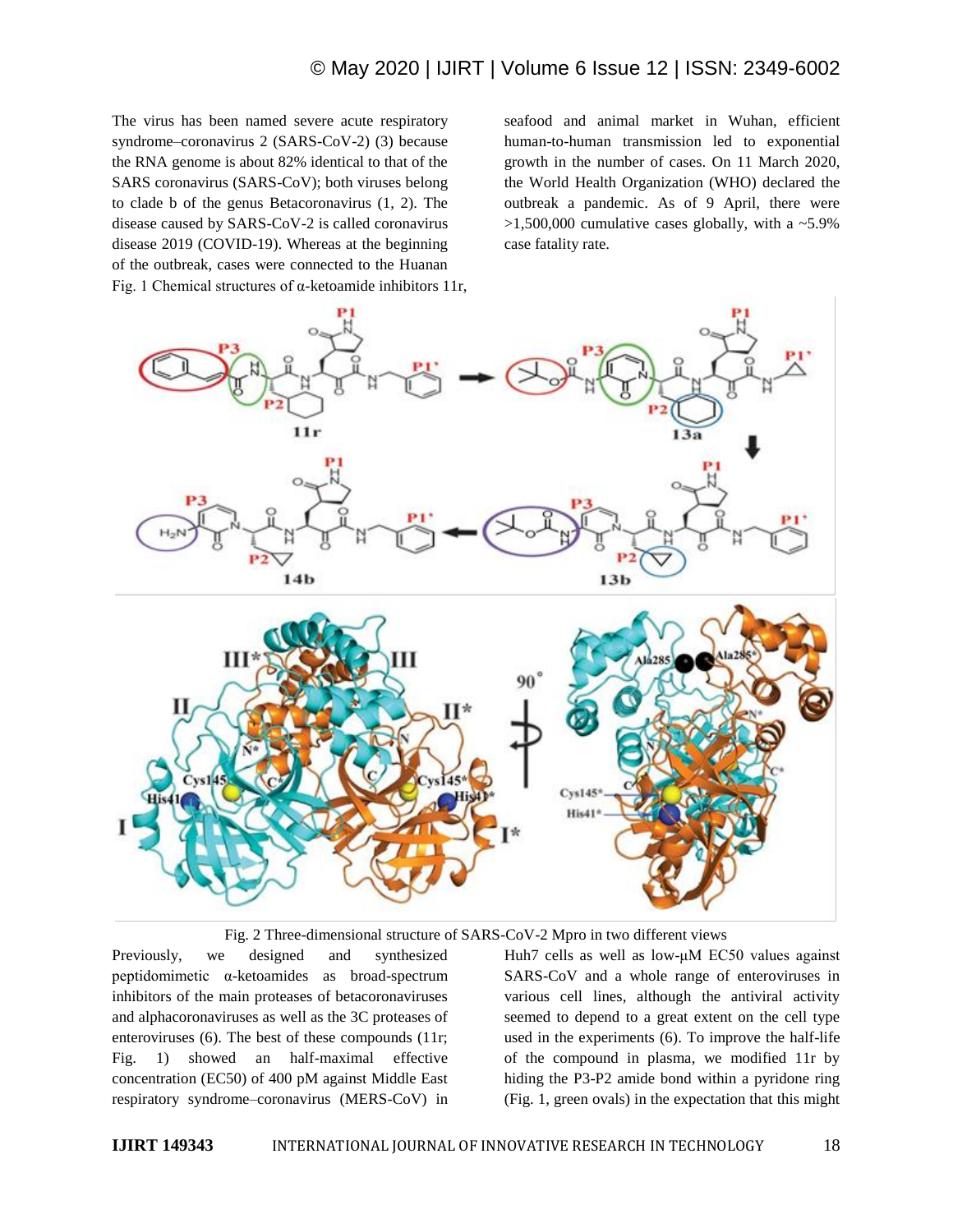The virus has been named severe acute respiratory syndrome–coronavirus 2 (SARS-CoV-2) (3) because the RNA genome is about 82% identical to that of the SARS coronavirus (SARS-CoV); both viruses belong to clade b of the genus Betacoronavirus (1, 2). The disease caused by SARS-CoV-2 is called coronavirus disease 2019 (COVID-19). Whereas at the beginning of the outbreak, cases were connected to the Huanan seafood and animal market in Wuhan, efficient human-to-human transmission led to exponential growth in the number of cases. On 11 March 2020, the World Health Organization (WHO) declared the outbreak a pandemic. As of 9 April, there were >1,500,000 cumulative cases globally, with a ~5.9% case fatality rate.

Fig. 1 Chemical structures of α-ketoamide inhibitors 11r,

Fig. 2 Three-dimensional structure of SARS-CoV-2 Mpro in two different views

Previously, we designed and synthesized peptidomimetic α-ketoamides as broad-spectrum inhibitors of the main proteases of betacoronaviruses and alphacoronaviruses as well as the 3C proteases of enteroviruses (6). The best of these compounds (11r; Fig. 1) showed an half-maximal effective concentration (EC50) of 400 pM against Middle East respiratory syndrome–coronavirus (MERS-CoV) in Huh7 cells as well as low-μM EC50 values against SARS-CoV and a whole range of enteroviruses in various cell lines, although the antiviral activity seemed to depend to a great extent on the cell type used in the experiments (6). To improve the half-life of the compound in plasma, we modified 11r by hiding the P3-P2 amide bond within a pyridone ring (Fig. 1, green ovals) in the expectation that this might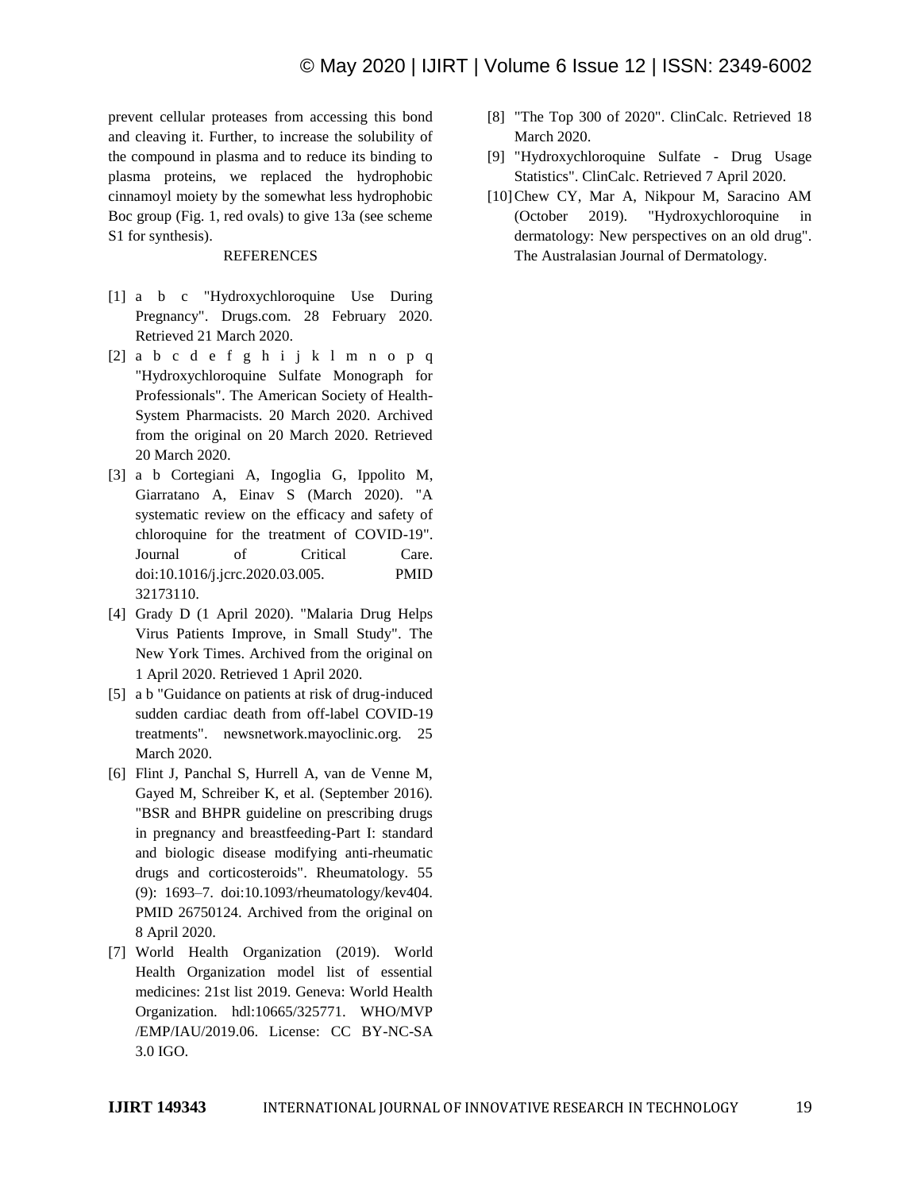prevent cellular proteases from accessing this bond and cleaving it. Further, to increase the solubility of the compound in plasma and to reduce its binding to plasma proteins, we replaced the hydrophobic cinnamoyl moiety by the somewhat less hydrophobic Boc group (Fig. 1, red ovals) to give 13a (see scheme S1 for synthesis).

## REFERENCES

[1] a b c "Hydroxychloroquine Use During Pregnancy". Drugs.com. 28 February 2020. Retrieved 21 March 2020.

[2] a b c d e f g h i j k l m n o p q "Hydroxychloroquine Sulfate Monograph for Professionals". The American Society of Health-System Pharmacists. 20 March 2020. Archived from the original on 20 March 2020. Retrieved 20 March 2020.

[3] a b Cortegiani A, Ingoglia G, Ippolito M, Giarratano A, Einav S (March 2020). "A systematic review on the efficacy and safety of chloroquine for the treatment of COVID-19". Journal of Critical Care. doi:10.1016/j.jcrc.2020.03.005. PMID 32173110.

[4] Grady D (1 April 2020). "Malaria Drug Helps Virus Patients Improve, in Small Study". The New York Times. Archived from the original on 1 April 2020. Retrieved 1 April 2020.

[5] a b "Guidance on patients at risk of drug-induced sudden cardiac death from off-label COVID-19 treatments". newsnetwork.mayoclinic.org. 25 March 2020.

[6] Flint J, Panchal S, Hurrell A, van de Venne M, Gayed M, Schreiber K, et al. (September 2016). "BSR and BHPR guideline on prescribing drugs in pregnancy and breastfeeding-Part I: standard and biologic disease modifying anti-rheumatic drugs and corticosteroids". Rheumatology. 55 (9): 1693–7. doi:10.1093/rheumatology/kev404. PMID 26750124. Archived from the original on 8 April 2020.

[7] World Health Organization (2019). World Health Organization model list of essential medicines: 21st list 2019. Geneva: World Health Organization. hdl:10665/325771. WHO/MVP /EMP/IAU/2019.06. License: CC BY-NC-SA 3.0 IGO.

[8] "The Top 300 of 2020". ClinCalc. Retrieved 18 March 2020.

[9] "Hydroxychloroquine Sulfate - Drug Usage Statistics". ClinCalc. Retrieved 7 April 2020.

[10] Chew CY, Mar A, Nikpour M, Saracino AM (October 2019). "Hydroxychloroquine in dermatology: New perspectives on an old drug". The Australasian Journal of Dermatology.